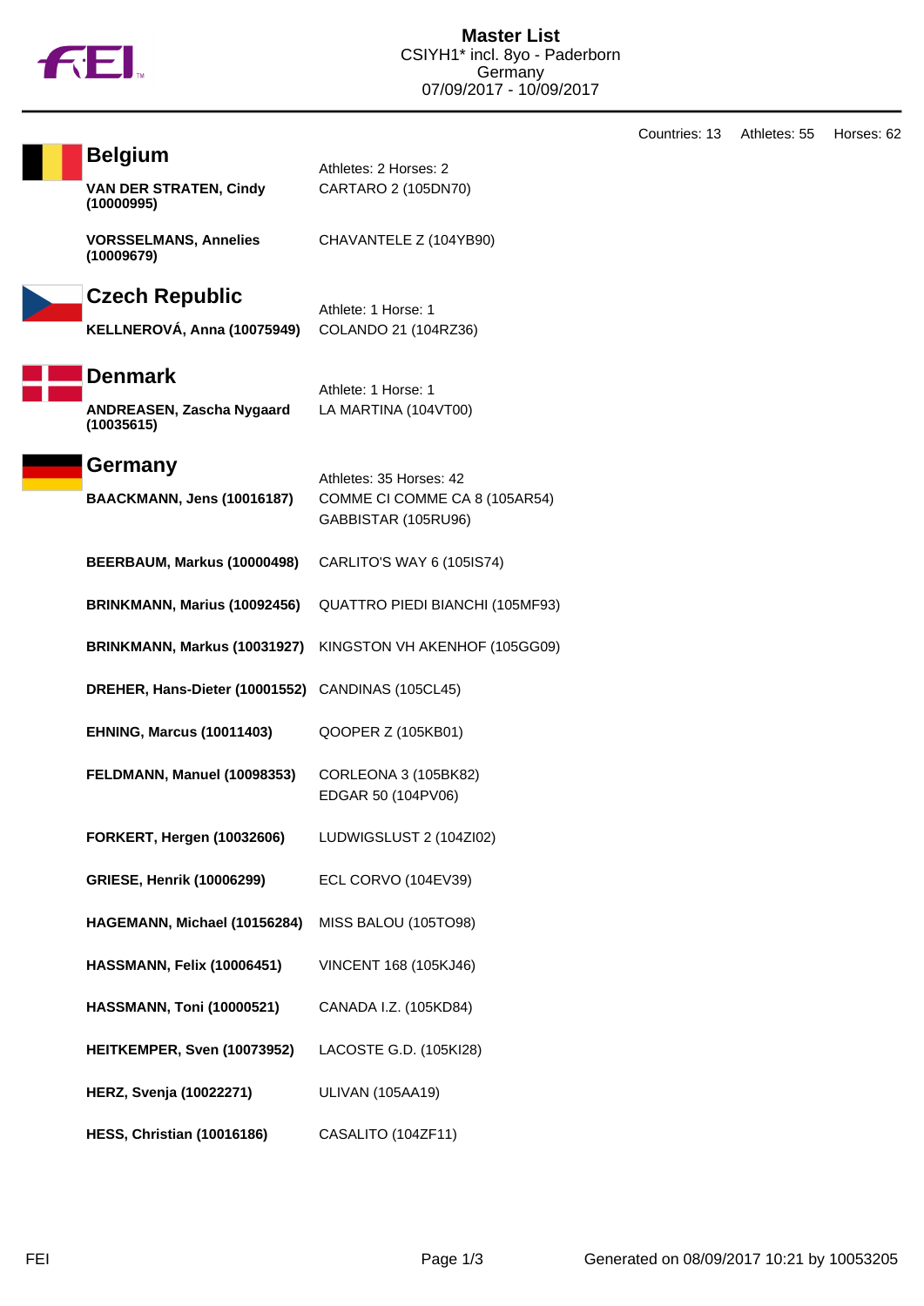# Master List

CSIYH1* incl. 8yo - Paderborn
Germany
07/09/2017 - 10/09/2017

Countries: 13 Athletes: 55 Horses: 62

## Belgium

Athletes: 2 Horses: 2

| Athlete | Horse |
|---|---|
| **VAN DER STRATEN, Cindy (10000995)** | CARTARO 2 (105DN70) |
| **VORSSELMANS, Annelies (10009679)** | CHAVANTELE Z (104YB90) |

## Czech Republic

Athlete: 1 Horse: 1

| Athlete | Horse |
|---|---|
| **KELLNEROVÁ, Anna (10075949)** | COLANDO 21 (104RZ36) |

## Denmark

Athlete: 1 Horse: 1

| Athlete | Horse |
|---|---|
| **ANDREASEN, Zascha Nygaard (10035615)** | LA MARTINA (104VT00) |

## Germany

Athletes: 35 Horses: 42

| Athlete | Horse |
|---|---|
| **BAACKMANN, Jens (10016187)** | COMME CI COMME CA 8 (105AR54)<br>GABBISTAR (105RU96) |
| **BEERBAUM, Markus (10000498)** | CARLITO'S WAY 6 (105IS74) |
| **BRINKMANN, Marius (10092456)** | QUATTRO PIEDI BIANCHI (105MF93) |
| **BRINKMANN, Markus (10031927)** | KINGSTON VH AKENHOF (105GG09) |
| **DREHER, Hans-Dieter (10001552)** | CANDINAS (105CL45) |
| **EHNING, Marcus (10011403)** | QOOPER Z (105KB01) |
| **FELDMANN, Manuel (10098353)** | CORLEONA 3 (105BK82)<br>EDGAR 50 (104PV06) |
| **FORKERT, Hergen (10032606)** | LUDWIGSLUST 2 (104ZI02) |
| **GRIESE, Henrik (10006299)** | ECL CORVO (104EV39) |
| **HAGEMANN, Michael (10156284)** | MISS BALOU (105TO98) |
| **HASSMANN, Felix (10006451)** | VINCENT 168 (105KJ46) |
| **HASSMANN, Toni (10000521)** | CANADA I.Z. (105KD84) |
| **HEITKEMPER, Sven (10073952)** | LACOSTE G.D. (105KI28) |
| **HERZ, Svenja (10022271)** | ULIVAN (105AA19) |
| **HESS, Christian (10016186)** | CASALITO (104ZF11) |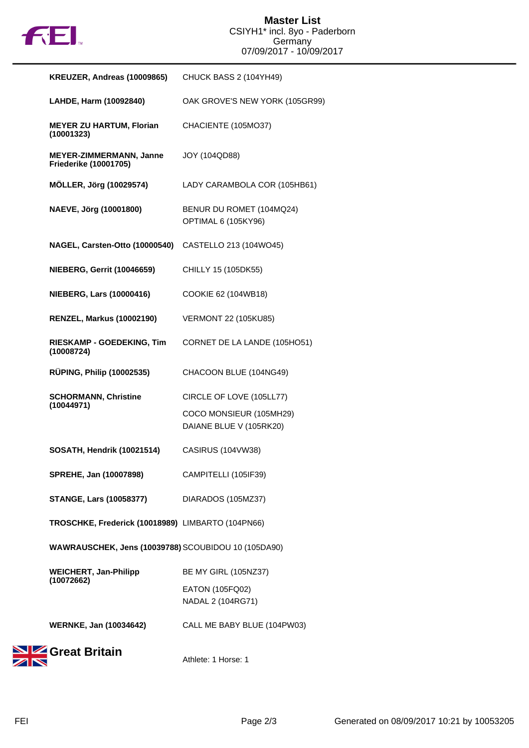| | |
|---|---|
| **KREUZER, Andreas (10009865)** | CHUCK BASS 2 (104YH49) |
| **LAHDE, Harm (10092840)** | OAK GROVE'S NEW YORK (105GR99) |
| **MEYER ZU HARTUM, Florian (10001323)** | CHACIENTE (105MO37) |
| **MEYER-ZIMMERMANN, Janne Friederike (10001705)** | JOY (104QD88) |
| **MÖLLER, Jörg (10029574)** | LADY CARAMBOLA COR (105HB61) |
| **NAEVE, Jörg (10001800)** | BENUR DU ROMET (104MQ24)<br>OPTIMAL 6 (105KY96) |
| **NAGEL, Carsten-Otto (10000540)** | CASTELLO 213 (104WO45) |
| **NIEBERG, Gerrit (10046659)** | CHILLY 15 (105DK55) |
| **NIEBERG, Lars (10000416)** | COOKIE 62 (104WB18) |
| **RENZEL, Markus (10002190)** | VERMONT 22 (105KU85) |
| **RIESKAMP - GOEDEKING, Tim (10008724)** | CORNET DE LA LANDE (105HO51) |
| **RÜPING, Philip (10002535)** | CHACOON BLUE (104NG49) |
| **SCHORMANN, Christine (10044971)** | CIRCLE OF LOVE (105LL77)<br>COCO MONSIEUR (105MH29)<br>DAIANE BLUE V (105RK20) |
| **SOSATH, Hendrik (10021514)** | CASIRUS (104VW38) |
| **SPREHE, Jan (10007898)** | CAMPITELLI (105IF39) |
| **STANGE, Lars (10058377)** | DIARADOS (105MZ37) |
| **TROSCHKE, Frederick (10018989)** | LIMBARTO (104PN66) |
| **WAWRAUSCHEK, Jens (10039788)** | SCOUBIDOU 10 (105DA90) |
| **WEICHERT, Jan-Philipp (10072662)** | BE MY GIRL (105NZ37)<br>EATON (105FQ02)<br>NADAL 2 (104RG71) |
| **WERNKE, Jan (10034642)** | CALL ME BABY BLUE (104PW03) |

## Great Britain

Athlete: 1 Horse: 1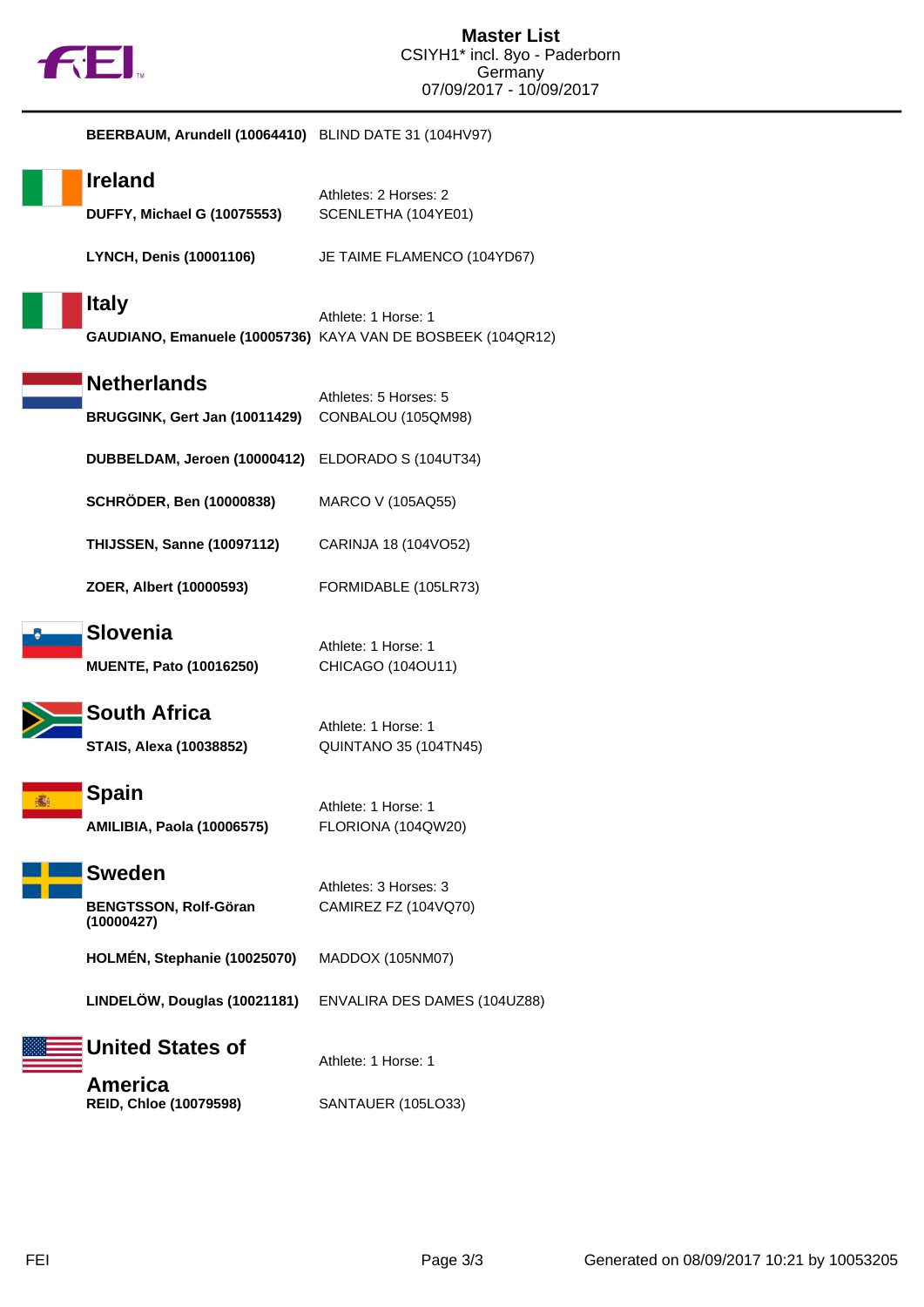**BEERBAUM, Arundell (10064410)** BLIND DATE 31 (104HV97)

## Ireland

Athletes: 2 Horses: 2

| | |
|---|---|
| **DUFFY, Michael G (10075553)** | SCENLETHA (104YE01) |
| **LYNCH, Denis (10001106)** | JE TAIME FLAMENCO (104YD67) |

## Italy

Athlete: 1 Horse: 1

| | |
|---|---|
| **GAUDIANO, Emanuele (10005736)** | KAYA VAN DE BOSBEEK (104QR12) |

## Netherlands

Athletes: 5 Horses: 5

| | |
|---|---|
| **BRUGGINK, Gert Jan (10011429)** | CONBALOU (105QM98) |
| **DUBBELDAM, Jeroen (10000412)** | ELDORADO S (104UT34) |
| **SCHRÖDER, Ben (10000838)** | MARCO V (105AQ55) |
| **THIJSSEN, Sanne (10097112)** | CARINJA 18 (104VO52) |
| **ZOER, Albert (10000593)** | FORMIDABLE (105LR73) |

## Slovenia

Athlete: 1 Horse: 1

| | |
|---|---|
| **MUENTE, Pato (10016250)** | CHICAGO (104OU11) |

## South Africa

Athlete: 1 Horse: 1

| | |
|---|---|
| **STAIS, Alexa (10038852)** | QUINTANO 35 (104TN45) |

## Spain

Athlete: 1 Horse: 1

| | |
|---|---|
| **AMILIBIA, Paola (10006575)** | FLORIONA (104QW20) |

## Sweden

Athletes: 3 Horses: 3

| | |
|---|---|
| **BENGTSSON, Rolf-Göran (10000427)** | CAMIREZ FZ (104VQ70) |
| **HOLMÉN, Stephanie (10025070)** | MADDOX (105NM07) |
| **LINDELÖW, Douglas (10021181)** | ENVALIRA DES DAMES (104UZ88) |

## United States of America

Athlete: 1 Horse: 1

| | |
|---|---|
| **REID, Chloe (10079598)** | SANTAUER (105LO33) |

FEI

Generated on 08/09/2017 10:21 by 10053205